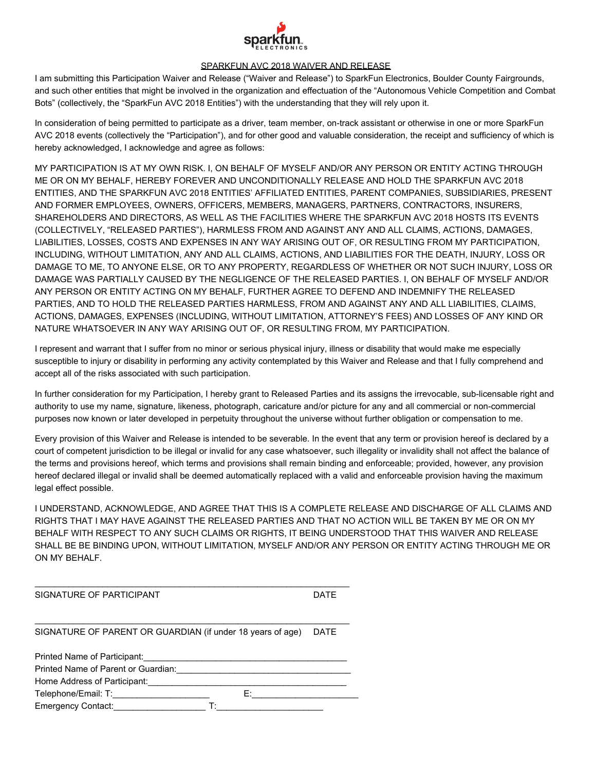## SPARKFUN AVC 2018 WAIVER AND RELEASE

I am submitting this Participation Waiver and Release ("Waiver and Release") to SparkFun Electronics, Boulder County Fairgrounds, and such other entities that might be involved in the organization and effectuation of the "Autonomous Vehicle Competition and Combat Bots" (collectively, the "SparkFun AVC 2018 Entities") with the understanding that they will rely upon it.

In consideration of being permitted to participate as a driver, team member, on-track assistant or otherwise in one or more SparkFun AVC 2018 events (collectively the "Participation"), and for other good and valuable consideration, the receipt and sufficiency of which is hereby acknowledged, I acknowledge and agree as follows:

MY PARTICIPATION IS AT MY OWN RISK. I, ON BEHALF OF MYSELF AND/OR ANY PERSON OR ENTITY ACTING THROUGH ME OR ON MY BEHALF, HEREBY FOREVER AND UNCONDITIONALLY RELEASE AND HOLD THE SPARKFUN AVC 2018 ENTITIES, AND THE SPARKFUN AVC 2018 ENTITIES' AFFILIATED ENTITIES, PARENT COMPANIES, SUBSIDIARIES, PRESENT AND FORMER EMPLOYEES, OWNERS, OFFICERS, MEMBERS, MANAGERS, PARTNERS, CONTRACTORS, INSURERS, SHAREHOLDERS AND DIRECTORS, AS WELL AS THE FACILITIES WHERE THE SPARKFUN AVC 2018 HOSTS ITS EVENTS (COLLECTIVELY, "RELEASED PARTIES"), HARMLESS FROM AND AGAINST ANY AND ALL CLAIMS, ACTIONS, DAMAGES, LIABILITIES, LOSSES, COSTS AND EXPENSES IN ANY WAY ARISING OUT OF, OR RESULTING FROM MY PARTICIPATION, INCLUDING, WITHOUT LIMITATION, ANY AND ALL CLAIMS, ACTIONS, AND LIABILITIES FOR THE DEATH, INJURY, LOSS OR DAMAGE TO ME, TO ANYONE ELSE, OR TO ANY PROPERTY, REGARDLESS OF WHETHER OR NOT SUCH INJURY, LOSS OR DAMAGE WAS PARTIALLY CAUSED BY THE NEGLIGENCE OF THE RELEASED PARTIES. I, ON BEHALF OF MYSELF AND/OR ANY PERSON OR ENTITY ACTING ON MY BEHALF, FURTHER AGREE TO DEFEND AND INDEMNIFY THE RELEASED PARTIES, AND TO HOLD THE RELEASED PARTIES HARMLESS, FROM AND AGAINST ANY AND ALL LIABILITIES, CLAIMS, ACTIONS, DAMAGES, EXPENSES (INCLUDING, WITHOUT LIMITATION, ATTORNEY'S FEES) AND LOSSES OF ANY KIND OR NATURE WHATSOEVER IN ANY WAY ARISING OUT OF, OR RESULTING FROM, MY PARTICIPATION.

I represent and warrant that I suffer from no minor or serious physical injury, illness or disability that would make me especially susceptible to injury or disability in performing any activity contemplated by this Waiver and Release and that I fully comprehend and accept all of the risks associated with such participation.

In further consideration for my Participation, I hereby grant to Released Parties and its assigns the irrevocable, sub-licensable right and authority to use my name, signature, likeness, photograph, caricature and/or picture for any and all commercial or non-commercial purposes now known or later developed in perpetuity throughout the universe without further obligation or compensation to me.

Every provision of this Waiver and Release is intended to be severable. In the event that any term or provision hereof is declared by a court of competent jurisdiction to be illegal or invalid for any case whatsoever, such illegality or invalidity shall not affect the balance of the terms and provisions hereof, which terms and provisions shall remain binding and enforceable; provided, however, any provision hereof declared illegal or invalid shall be deemed automatically replaced with a valid and enforceable provision having the maximum legal effect possible.

I UNDERSTAND, ACKNOWLEDGE, AND AGREE THAT THIS IS A COMPLETE RELEASE AND DISCHARGE OF ALL CLAIMS AND RIGHTS THAT I MAY HAVE AGAINST THE RELEASED PARTIES AND THAT NO ACTION WILL BE TAKEN BY ME OR ON MY BEHALF WITH RESPECT TO ANY SUCH CLAIMS OR RIGHTS, IT BEING UNDERSTOOD THAT THIS WAIVER AND RELEASE SHALL BE BE BINDING UPON, WITHOUT LIMITATION, MYSELF AND/OR ANY PERSON OR ENTITY ACTING THROUGH ME OR ON MY BEHALF.

_________________________________________________________________

SIGNATURE OF PARTICIPANT DATE

_________________________________________________________________

SIGNATURE OF PARENT OR GUARDIAN (if under 18 years of age) DATE

Printed Name of Participant:__________________________________________

Printed Name of Parent or Guardian:_____________________________________

Home Address of Participant:__________________________________________

Telephone/Email: T:_____________________ E:______________________

Emergency Contact:___________________ T:______________________